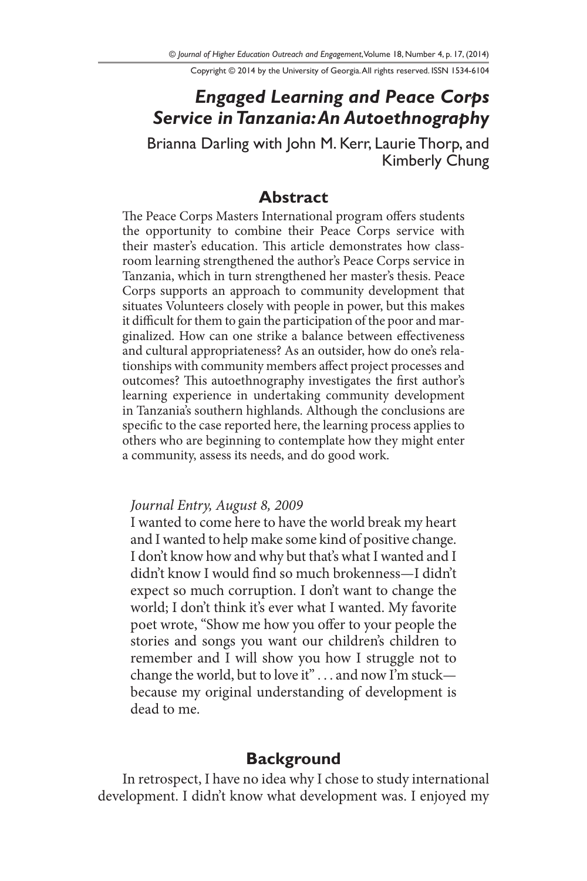# *Engaged Learning and Peace Corps Service in Tanzania: An Autoethnography*

Brianna Darling with John M. Kerr, Laurie Thorp, and Kimberly Chung

## Abstract

The Peace Corps Masters International program offers students the opportunity to combine their Peace Corps service with their master's education. This article demonstrates how classroom learning strengthened the author's Peace Corps service in Tanzania, which in turn strengthened her master's thesis. Peace Corps supports an approach to community development that situates Volunteers closely with people in power, but this makes it difficult for them to gain the participation of the poor and marginalized. How can one strike a balance between effectiveness and cultural appropriateness? As an outsider, how do one's relationships with community members affect project processes and outcomes? This autoethnography investigates the first author's learning experience in undertaking community development in Tanzania's southern highlands. Although the conclusions are specific to the case reported here, the learning process applies to others who are beginning to contemplate how they might enter a community, assess its needs, and do good work.

*Journal Entry, August 8, 2009*

I wanted to come here to have the world break my heart and I wanted to help make some kind of positive change. I don't know how and why but that's what I wanted and I didn't know I would find so much brokenness—I didn't expect so much corruption. I don't want to change the world; I don't think it's ever what I wanted. My favorite poet wrote, "Show me how you offer to your people the stories and songs you want our children's children to remember and I will show you how I struggle not to change the world, but to love it" . . . and now I'm stuck—because my original understanding of development is dead to me.

## Background

In retrospect, I have no idea why I chose to study international development. I didn't know what development was. I enjoyed my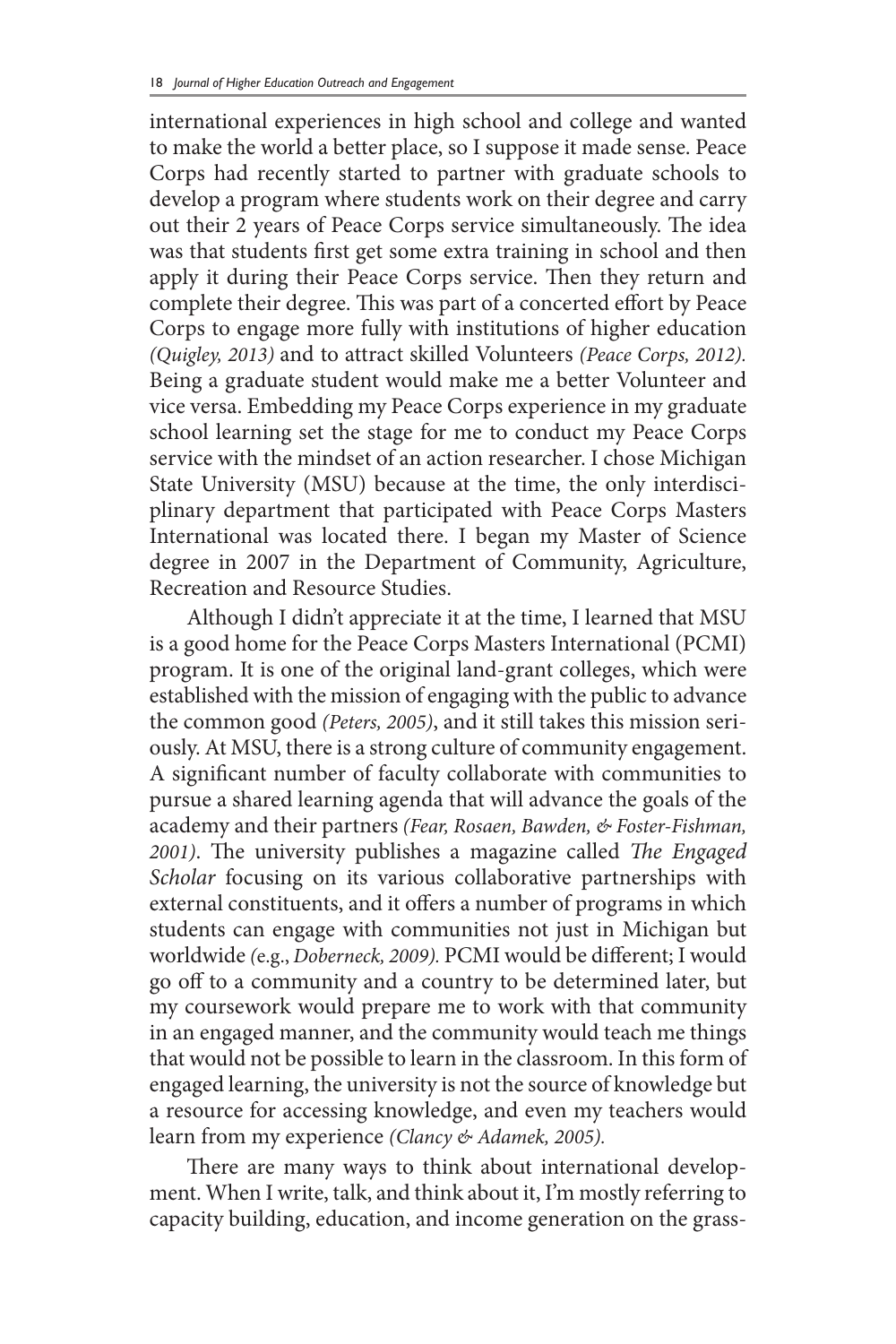international experiences in high school and college and wanted to make the world a better place, so I suppose it made sense. Peace Corps had recently started to partner with graduate schools to develop a program where students work on their degree and carry out their 2 years of Peace Corps service simultaneously. The idea was that students first get some extra training in school and then apply it during their Peace Corps service. Then they return and complete their degree. This was part of a concerted effort by Peace Corps to engage more fully with institutions of higher education *(Quigley, 2013)* and to attract skilled Volunteers *(Peace Corps, 2012).* Being a graduate student would make me a better Volunteer and vice versa. Embedding my Peace Corps experience in my graduate school learning set the stage for me to conduct my Peace Corps service with the mindset of an action researcher. I chose Michigan State University (MSU) because at the time, the only interdisciplinary department that participated with Peace Corps Masters International was located there. I began my Master of Science degree in 2007 in the Department of Community, Agriculture, Recreation and Resource Studies.

Although I didn't appreciate it at the time, I learned that MSU is a good home for the Peace Corps Masters International (PCMI) program. It is one of the original land-grant colleges, which were established with the mission of engaging with the public to advance the common good *(Peters, 2005)*, and it still takes this mission seriously. At MSU, there is a strong culture of community engagement. A significant number of faculty collaborate with communities to pursue a shared learning agenda that will advance the goals of the academy and their partners *(Fear, Rosaen, Bawden, & Foster-Fishman, 2001)*. The university publishes a magazine called *The Engaged Scholar* focusing on its various collaborative partnerships with external constituents, and it offers a number of programs in which students can engage with communities not just in Michigan but worldwide *(*e.g., *Doberneck, 2009).* PCMI would be different; I would go off to a community and a country to be determined later, but my coursework would prepare me to work with that community in an engaged manner, and the community would teach me things that would not be possible to learn in the classroom. In this form of engaged learning, the university is not the source of knowledge but a resource for accessing knowledge, and even my teachers would learn from my experience *(Clancy & Adamek, 2005).*

There are many ways to think about international development. When I write, talk, and think about it, I'm mostly referring to capacity building, education, and income generation on the grass-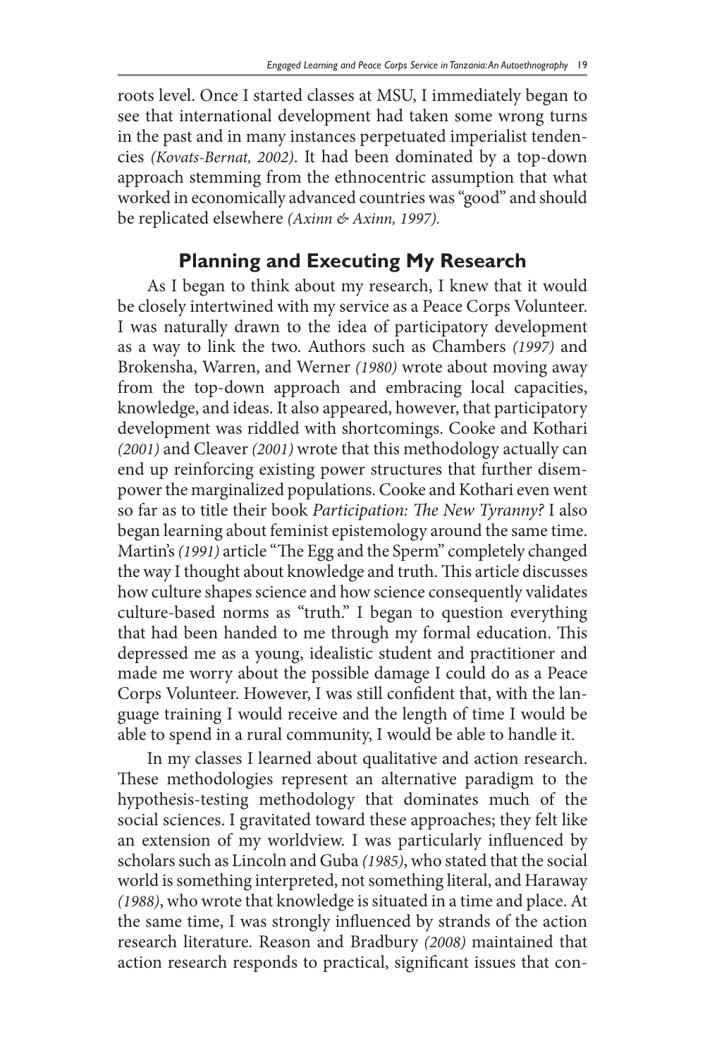roots level. Once I started classes at MSU, I immediately began to see that international development had taken some wrong turns in the past and in many instances perpetuated imperialist tendencies *(Kovats-Bernat, 2002)*. It had been dominated by a top-down approach stemming from the ethnocentric assumption that what worked in economically advanced countries was "good" and should be replicated elsewhere *(Axinn & Axinn, 1997).*

## Planning and Executing My Research

As I began to think about my research, I knew that it would be closely intertwined with my service as a Peace Corps Volunteer. I was naturally drawn to the idea of participatory development as a way to link the two. Authors such as Chambers *(1997)* and Brokensha, Warren, and Werner *(1980)* wrote about moving away from the top-down approach and embracing local capacities, knowledge, and ideas. It also appeared, however, that participatory development was riddled with shortcomings. Cooke and Kothari *(2001)* and Cleaver *(2001)* wrote that this methodology actually can end up reinforcing existing power structures that further disempower the marginalized populations. Cooke and Kothari even went so far as to title their book *Participation: The New Tyranny?* I also began learning about feminist epistemology around the same time. Martin's *(1991)* article "The Egg and the Sperm" completely changed the way I thought about knowledge and truth. This article discusses how culture shapes science and how science consequently validates culture-based norms as "truth." I began to question everything that had been handed to me through my formal education. This depressed me as a young, idealistic student and practitioner and made me worry about the possible damage I could do as a Peace Corps Volunteer. However, I was still confident that, with the language training I would receive and the length of time I would be able to spend in a rural community, I would be able to handle it.

In my classes I learned about qualitative and action research. These methodologies represent an alternative paradigm to the hypothesis-testing methodology that dominates much of the social sciences. I gravitated toward these approaches; they felt like an extension of my worldview. I was particularly influenced by scholars such as Lincoln and Guba *(1985)*, who stated that the social world is something interpreted, not something literal, and Haraway *(1988)*, who wrote that knowledge is situated in a time and place. At the same time, I was strongly influenced by strands of the action research literature. Reason and Bradbury *(2008)* maintained that action research responds to practical, significant issues that con-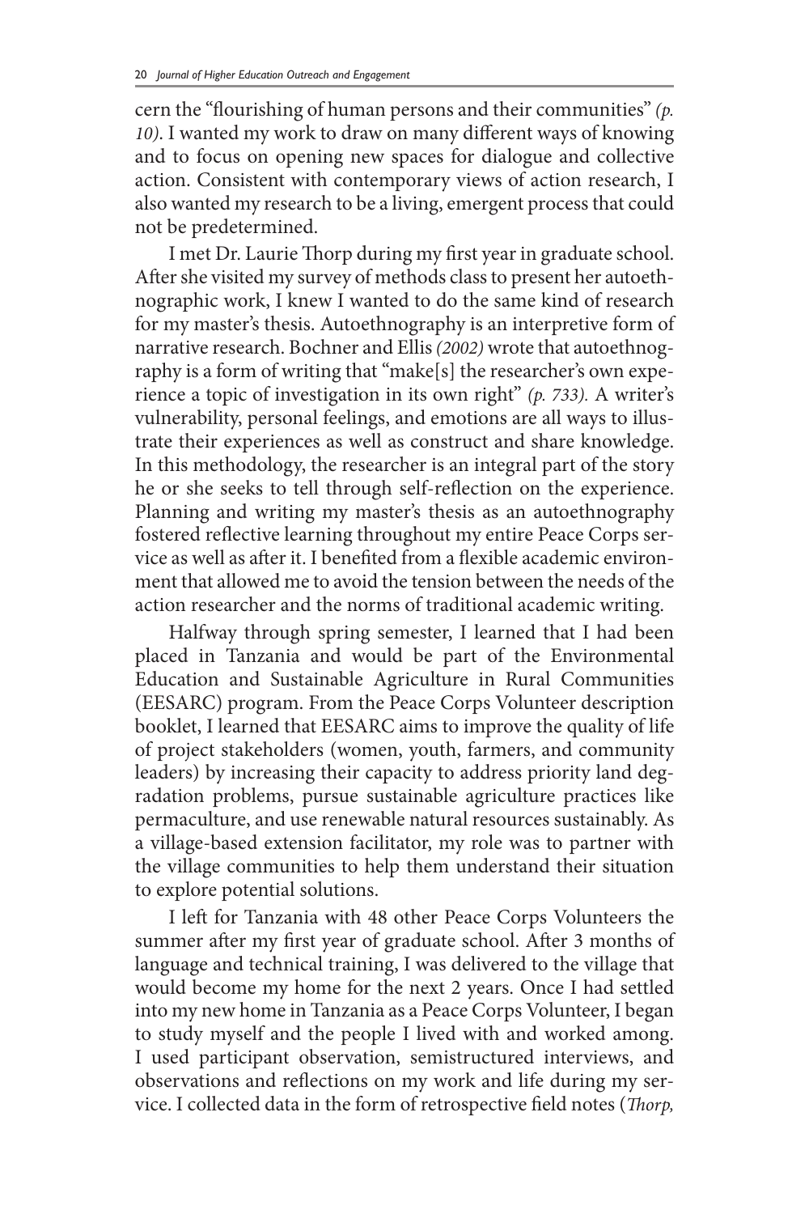cern the "flourishing of human persons and their communities" *(p. 10)*. I wanted my work to draw on many different ways of knowing and to focus on opening new spaces for dialogue and collective action. Consistent with contemporary views of action research, I also wanted my research to be a living, emergent process that could not be predetermined.

I met Dr. Laurie Thorp during my first year in graduate school. After she visited my survey of methods class to present her autoethnographic work, I knew I wanted to do the same kind of research for my master's thesis. Autoethnography is an interpretive form of narrative research. Bochner and Ellis *(2002)* wrote that autoethnography is a form of writing that "make[s] the researcher's own experience a topic of investigation in its own right" *(p. 733).* A writer's vulnerability, personal feelings, and emotions are all ways to illustrate their experiences as well as construct and share knowledge. In this methodology, the researcher is an integral part of the story he or she seeks to tell through self-reflection on the experience. Planning and writing my master's thesis as an autoethnography fostered reflective learning throughout my entire Peace Corps service as well as after it. I benefited from a flexible academic environment that allowed me to avoid the tension between the needs of the action researcher and the norms of traditional academic writing.

Halfway through spring semester, I learned that I had been placed in Tanzania and would be part of the Environmental Education and Sustainable Agriculture in Rural Communities (EESARC) program. From the Peace Corps Volunteer description booklet, I learned that EESARC aims to improve the quality of life of project stakeholders (women, youth, farmers, and community leaders) by increasing their capacity to address priority land degradation problems, pursue sustainable agriculture practices like permaculture, and use renewable natural resources sustainably. As a village-based extension facilitator, my role was to partner with the village communities to help them understand their situation to explore potential solutions.

I left for Tanzania with 48 other Peace Corps Volunteers the summer after my first year of graduate school. After 3 months of language and technical training, I was delivered to the village that would become my home for the next 2 years. Once I had settled into my new home in Tanzania as a Peace Corps Volunteer, I began to study myself and the people I lived with and worked among. I used participant observation, semistructured interviews, and observations and reflections on my work and life during my service. I collected data in the form of retrospective field notes (*Thorp,*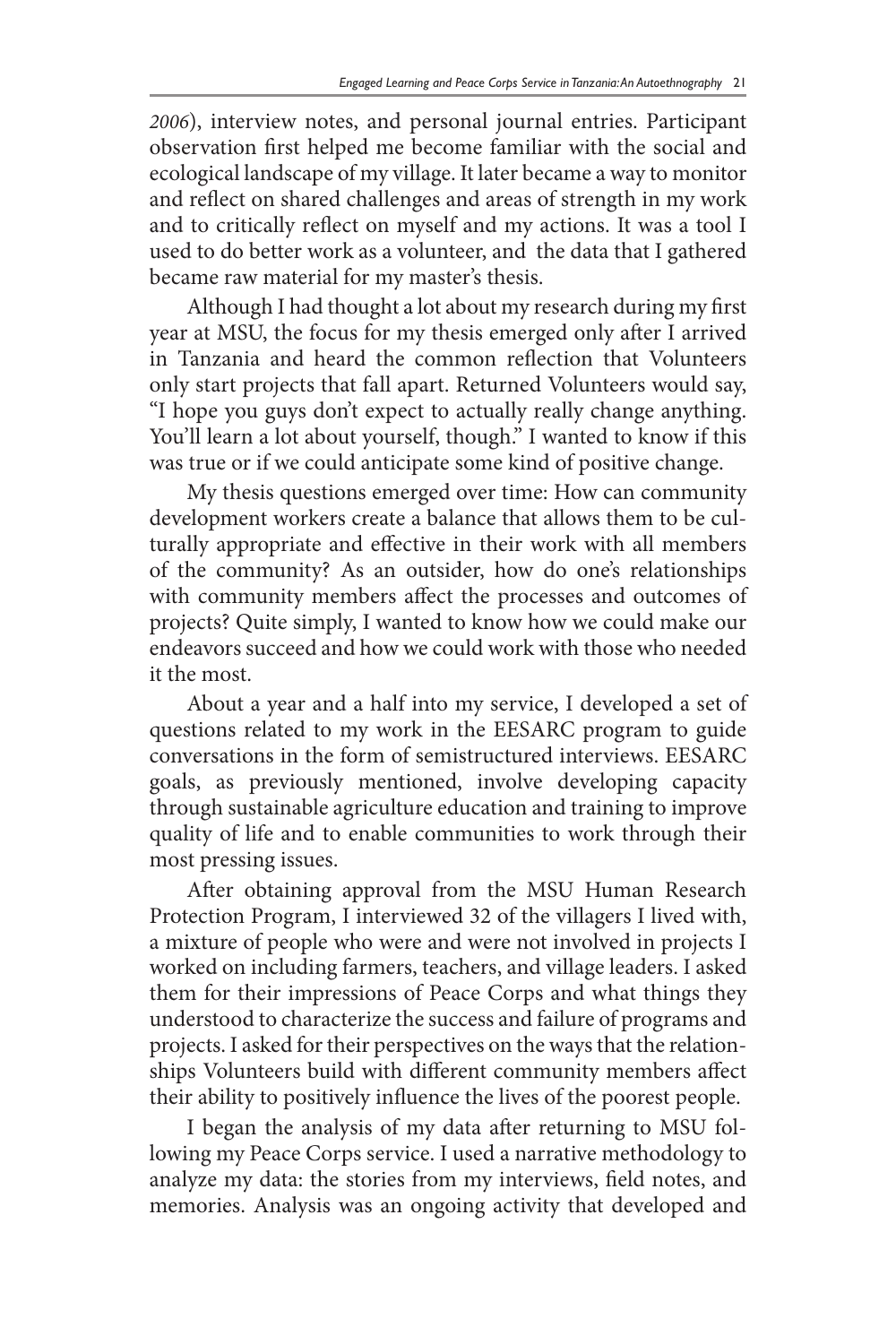*2006*), interview notes, and personal journal entries. Participant observation first helped me become familiar with the social and ecological landscape of my village. It later became a way to monitor and reflect on shared challenges and areas of strength in my work and to critically reflect on myself and my actions. It was a tool I used to do better work as a volunteer, and the data that I gathered became raw material for my master's thesis.

Although I had thought a lot about my research during my first year at MSU, the focus for my thesis emerged only after I arrived in Tanzania and heard the common reflection that Volunteers only start projects that fall apart. Returned Volunteers would say, "I hope you guys don't expect to actually really change anything. You'll learn a lot about yourself, though." I wanted to know if this was true or if we could anticipate some kind of positive change.

My thesis questions emerged over time: How can community development workers create a balance that allows them to be culturally appropriate and effective in their work with all members of the community? As an outsider, how do one's relationships with community members affect the processes and outcomes of projects? Quite simply, I wanted to know how we could make our endeavors succeed and how we could work with those who needed it the most.

About a year and a half into my service, I developed a set of questions related to my work in the EESARC program to guide conversations in the form of semistructured interviews. EESARC goals, as previously mentioned, involve developing capacity through sustainable agriculture education and training to improve quality of life and to enable communities to work through their most pressing issues.

After obtaining approval from the MSU Human Research Protection Program, I interviewed 32 of the villagers I lived with, a mixture of people who were and were not involved in projects I worked on including farmers, teachers, and village leaders. I asked them for their impressions of Peace Corps and what things they understood to characterize the success and failure of programs and projects. I asked for their perspectives on the ways that the relationships Volunteers build with different community members affect their ability to positively influence the lives of the poorest people.

I began the analysis of my data after returning to MSU following my Peace Corps service. I used a narrative methodology to analyze my data: the stories from my interviews, field notes, and memories. Analysis was an ongoing activity that developed and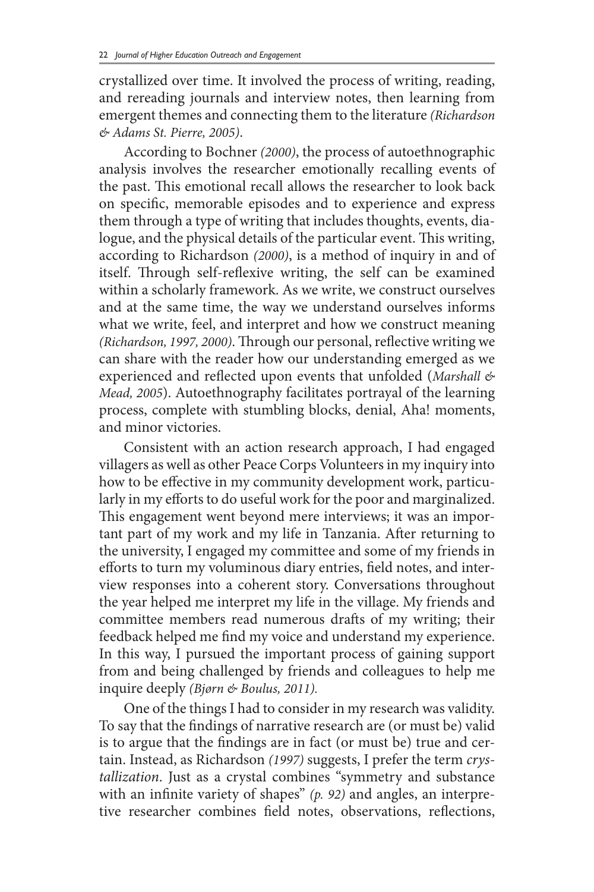crystallized over time. It involved the process of writing, reading, and rereading journals and interview notes, then learning from emergent themes and connecting them to the literature *(Richardson & Adams St. Pierre, 2005)*.

According to Bochner *(2000)*, the process of autoethnographic analysis involves the researcher emotionally recalling events of the past. This emotional recall allows the researcher to look back on specific, memorable episodes and to experience and express them through a type of writing that includes thoughts, events, dialogue, and the physical details of the particular event. This writing, according to Richardson *(2000)*, is a method of inquiry in and of itself. Through self-reflexive writing, the self can be examined within a scholarly framework. As we write, we construct ourselves and at the same time, the way we understand ourselves informs what we write, feel, and interpret and how we construct meaning *(Richardson, 1997, 2000)*. Through our personal, reflective writing we can share with the reader how our understanding emerged as we experienced and reflected upon events that unfolded (*Marshall & Mead, 2005*). Autoethnography facilitates portrayal of the learning process, complete with stumbling blocks, denial, Aha! moments, and minor victories.

Consistent with an action research approach, I had engaged villagers as well as other Peace Corps Volunteers in my inquiry into how to be effective in my community development work, particularly in my efforts to do useful work for the poor and marginalized. This engagement went beyond mere interviews; it was an important part of my work and my life in Tanzania. After returning to the university, I engaged my committee and some of my friends in efforts to turn my voluminous diary entries, field notes, and interview responses into a coherent story. Conversations throughout the year helped me interpret my life in the village. My friends and committee members read numerous drafts of my writing; their feedback helped me find my voice and understand my experience. In this way, I pursued the important process of gaining support from and being challenged by friends and colleagues to help me inquire deeply *(Bjørn & Boulus, 2011).*

One of the things I had to consider in my research was validity. To say that the findings of narrative research are (or must be) valid is to argue that the findings are in fact (or must be) true and certain. Instead, as Richardson *(1997)* suggests, I prefer the term *crystallization*. Just as a crystal combines "symmetry and substance with an infinite variety of shapes" *(p. 92)* and angles, an interpretive researcher combines field notes, observations, reflections,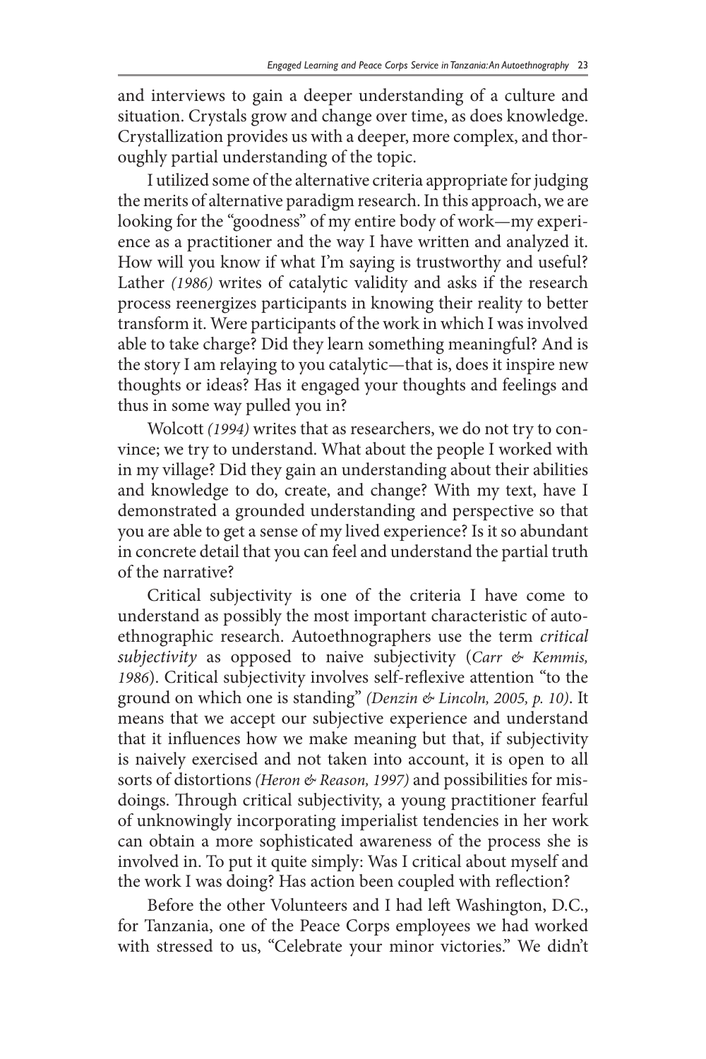and interviews to gain a deeper understanding of a culture and situation. Crystals grow and change over time, as does knowledge. Crystallization provides us with a deeper, more complex, and thoroughly partial understanding of the topic.

I utilized some of the alternative criteria appropriate for judging the merits of alternative paradigm research. In this approach, we are looking for the "goodness" of my entire body of work—my experience as a practitioner and the way I have written and analyzed it. How will you know if what I'm saying is trustworthy and useful? Lather *(1986)* writes of catalytic validity and asks if the research process reenergizes participants in knowing their reality to better transform it. Were participants of the work in which I was involved able to take charge? Did they learn something meaningful? And is the story I am relaying to you catalytic—that is, does it inspire new thoughts or ideas? Has it engaged your thoughts and feelings and thus in some way pulled you in?

Wolcott *(1994)* writes that as researchers, we do not try to convince; we try to understand. What about the people I worked with in my village? Did they gain an understanding about their abilities and knowledge to do, create, and change? With my text, have I demonstrated a grounded understanding and perspective so that you are able to get a sense of my lived experience? Is it so abundant in concrete detail that you can feel and understand the partial truth of the narrative?

Critical subjectivity is one of the criteria I have come to understand as possibly the most important characteristic of autoethnographic research. Autoethnographers use the term *critical subjectivity* as opposed to naive subjectivity (*Carr & Kemmis, 1986*). Critical subjectivity involves self-reflexive attention "to the ground on which one is standing" *(Denzin & Lincoln, 2005, p. 10)*. It means that we accept our subjective experience and understand that it influences how we make meaning but that, if subjectivity is naively exercised and not taken into account, it is open to all sorts of distortions *(Heron & Reason, 1997)* and possibilities for misdoings. Through critical subjectivity, a young practitioner fearful of unknowingly incorporating imperialist tendencies in her work can obtain a more sophisticated awareness of the process she is involved in. To put it quite simply: Was I critical about myself and the work I was doing? Has action been coupled with reflection?

Before the other Volunteers and I had left Washington, D.C., for Tanzania, one of the Peace Corps employees we had worked with stressed to us, "Celebrate your minor victories." We didn't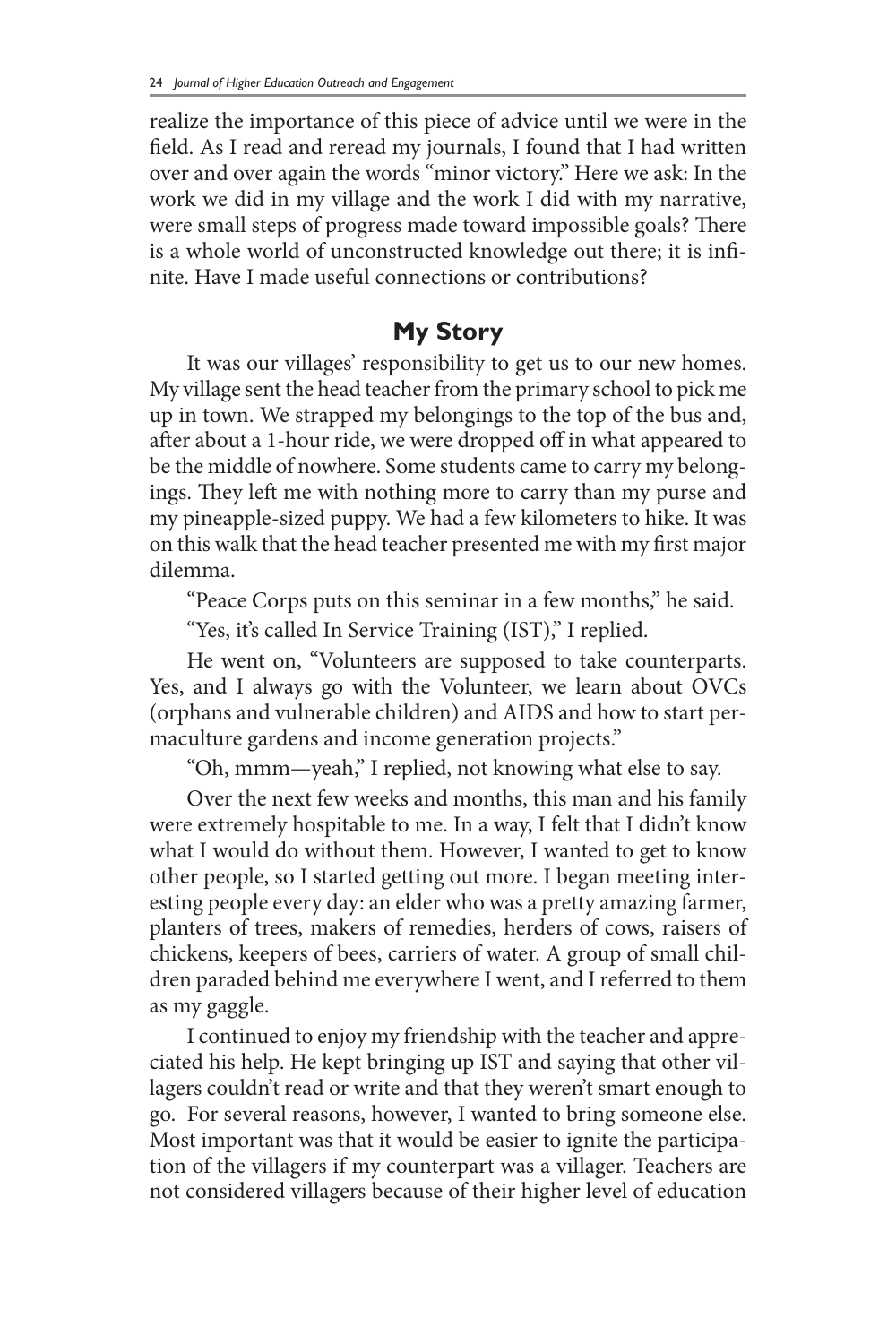realize the importance of this piece of advice until we were in the field. As I read and reread my journals, I found that I had written over and over again the words "minor victory." Here we ask: In the work we did in my village and the work I did with my narrative, were small steps of progress made toward impossible goals? There is a whole world of unconstructed knowledge out there; it is infinite. Have I made useful connections or contributions?

## My Story

It was our villages' responsibility to get us to our new homes. My village sent the head teacher from the primary school to pick me up in town. We strapped my belongings to the top of the bus and, after about a 1-hour ride, we were dropped off in what appeared to be the middle of nowhere. Some students came to carry my belongings. They left me with nothing more to carry than my purse and my pineapple-sized puppy. We had a few kilometers to hike. It was on this walk that the head teacher presented me with my first major dilemma.

"Peace Corps puts on this seminar in a few months," he said.

"Yes, it's called In Service Training (IST)," I replied.

He went on, "Volunteers are supposed to take counterparts. Yes, and I always go with the Volunteer, we learn about OVCs (orphans and vulnerable children) and AIDS and how to start permaculture gardens and income generation projects."

"Oh, mmm—yeah," I replied, not knowing what else to say.

Over the next few weeks and months, this man and his family were extremely hospitable to me. In a way, I felt that I didn't know what I would do without them. However, I wanted to get to know other people, so I started getting out more. I began meeting interesting people every day: an elder who was a pretty amazing farmer, planters of trees, makers of remedies, herders of cows, raisers of chickens, keepers of bees, carriers of water. A group of small children paraded behind me everywhere I went, and I referred to them as my gaggle.

I continued to enjoy my friendship with the teacher and appreciated his help. He kept bringing up IST and saying that other villagers couldn't read or write and that they weren't smart enough to go. For several reasons, however, I wanted to bring someone else. Most important was that it would be easier to ignite the participation of the villagers if my counterpart was a villager. Teachers are not considered villagers because of their higher level of education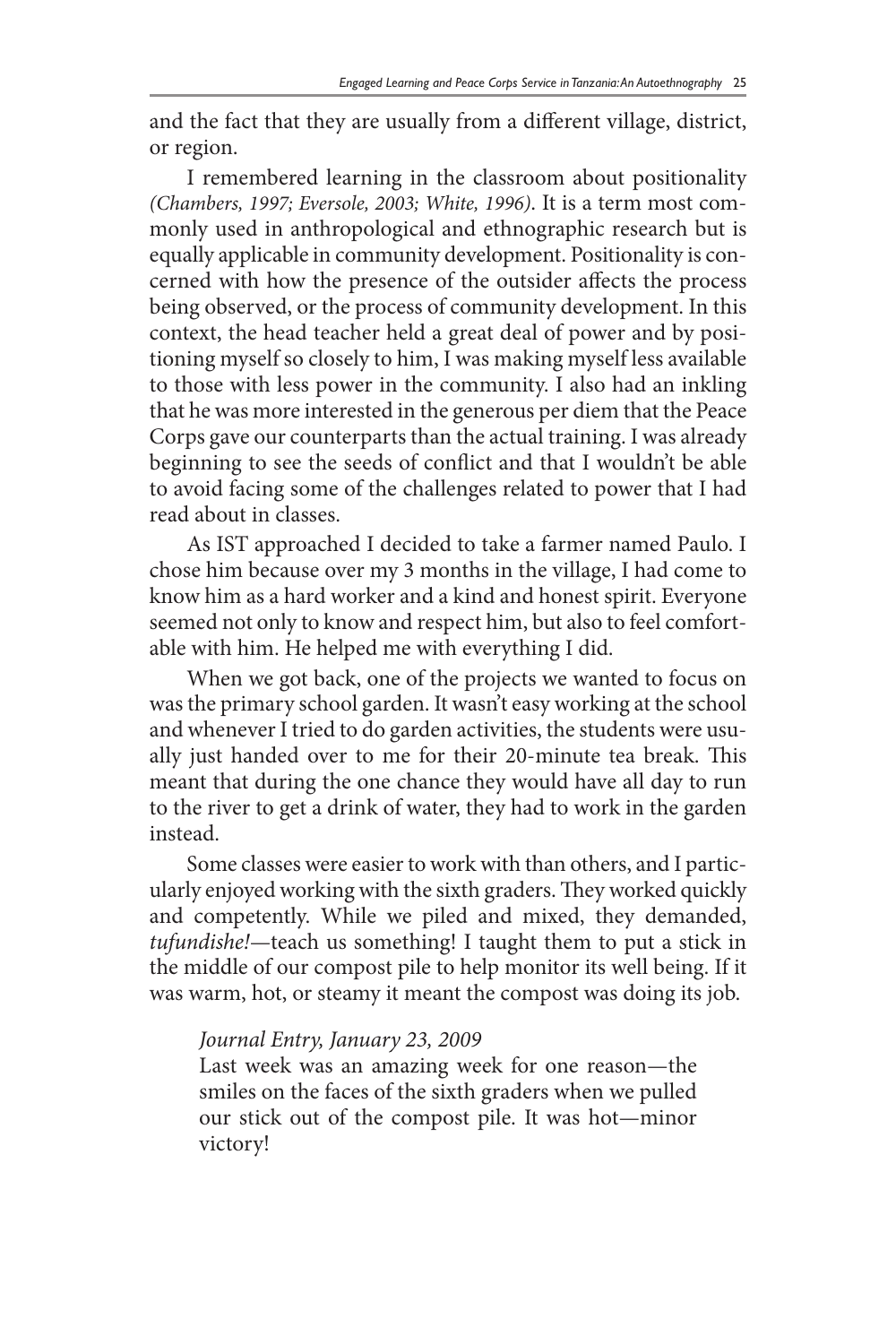and the fact that they are usually from a different village, district, or region.

I remembered learning in the classroom about positionality *(Chambers, 1997; Eversole, 2003; White, 1996)*. It is a term most commonly used in anthropological and ethnographic research but is equally applicable in community development. Positionality is concerned with how the presence of the outsider affects the process being observed, or the process of community development. In this context, the head teacher held a great deal of power and by positioning myself so closely to him, I was making myself less available to those with less power in the community. I also had an inkling that he was more interested in the generous per diem that the Peace Corps gave our counterparts than the actual training. I was already beginning to see the seeds of conflict and that I wouldn't be able to avoid facing some of the challenges related to power that I had read about in classes.

As IST approached I decided to take a farmer named Paulo. I chose him because over my 3 months in the village, I had come to know him as a hard worker and a kind and honest spirit. Everyone seemed not only to know and respect him, but also to feel comfortable with him. He helped me with everything I did.

When we got back, one of the projects we wanted to focus on was the primary school garden. It wasn't easy working at the school and whenever I tried to do garden activities, the students were usually just handed over to me for their 20-minute tea break. This meant that during the one chance they would have all day to run to the river to get a drink of water, they had to work in the garden instead.

Some classes were easier to work with than others, and I particularly enjoyed working with the sixth graders. They worked quickly and competently. While we piled and mixed, they demanded, *tufundishe!*—teach us something! I taught them to put a stick in the middle of our compost pile to help monitor its well being. If it was warm, hot, or steamy it meant the compost was doing its job.

> *Journal Entry, January 23, 2009*
>
> Last week was an amazing week for one reason—the smiles on the faces of the sixth graders when we pulled our stick out of the compost pile. It was hot—minor victory!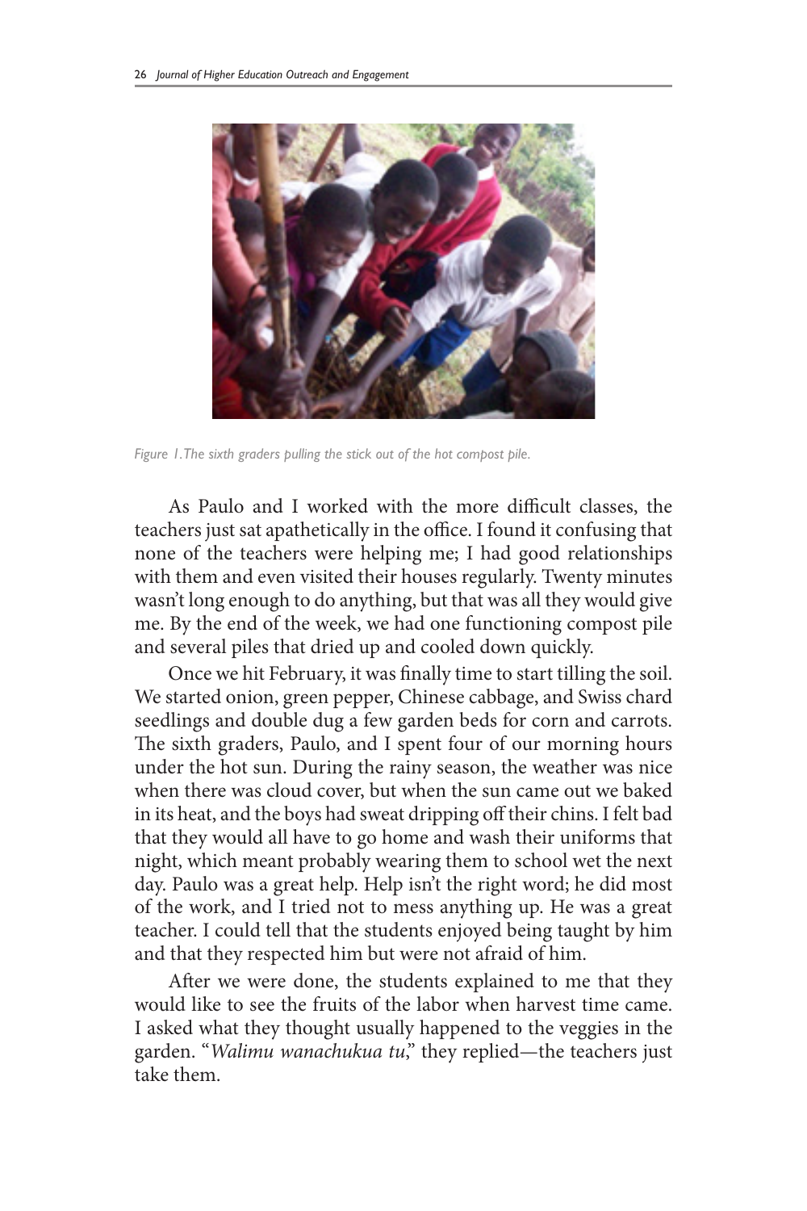Figure 1. The sixth graders pulling the stick out of the hot compost pile.

As Paulo and I worked with the more difficult classes, the teachers just sat apathetically in the office. I found it confusing that none of the teachers were helping me; I had good relationships with them and even visited their houses regularly. Twenty minutes wasn't long enough to do anything, but that was all they would give me. By the end of the week, we had one functioning compost pile and several piles that dried up and cooled down quickly.

Once we hit February, it was finally time to start tilling the soil. We started onion, green pepper, Chinese cabbage, and Swiss chard seedlings and double dug a few garden beds for corn and carrots. The sixth graders, Paulo, and I spent four of our morning hours under the hot sun. During the rainy season, the weather was nice when there was cloud cover, but when the sun came out we baked in its heat, and the boys had sweat dripping off their chins. I felt bad that they would all have to go home and wash their uniforms that night, which meant probably wearing them to school wet the next day. Paulo was a great help. Help isn't the right word; he did most of the work, and I tried not to mess anything up. He was a great teacher. I could tell that the students enjoyed being taught by him and that they respected him but were not afraid of him.

After we were done, the students explained to me that they would like to see the fruits of the labor when harvest time came. I asked what they thought usually happened to the veggies in the garden. "*Walimu wanachukua tu*," they replied—the teachers just take them.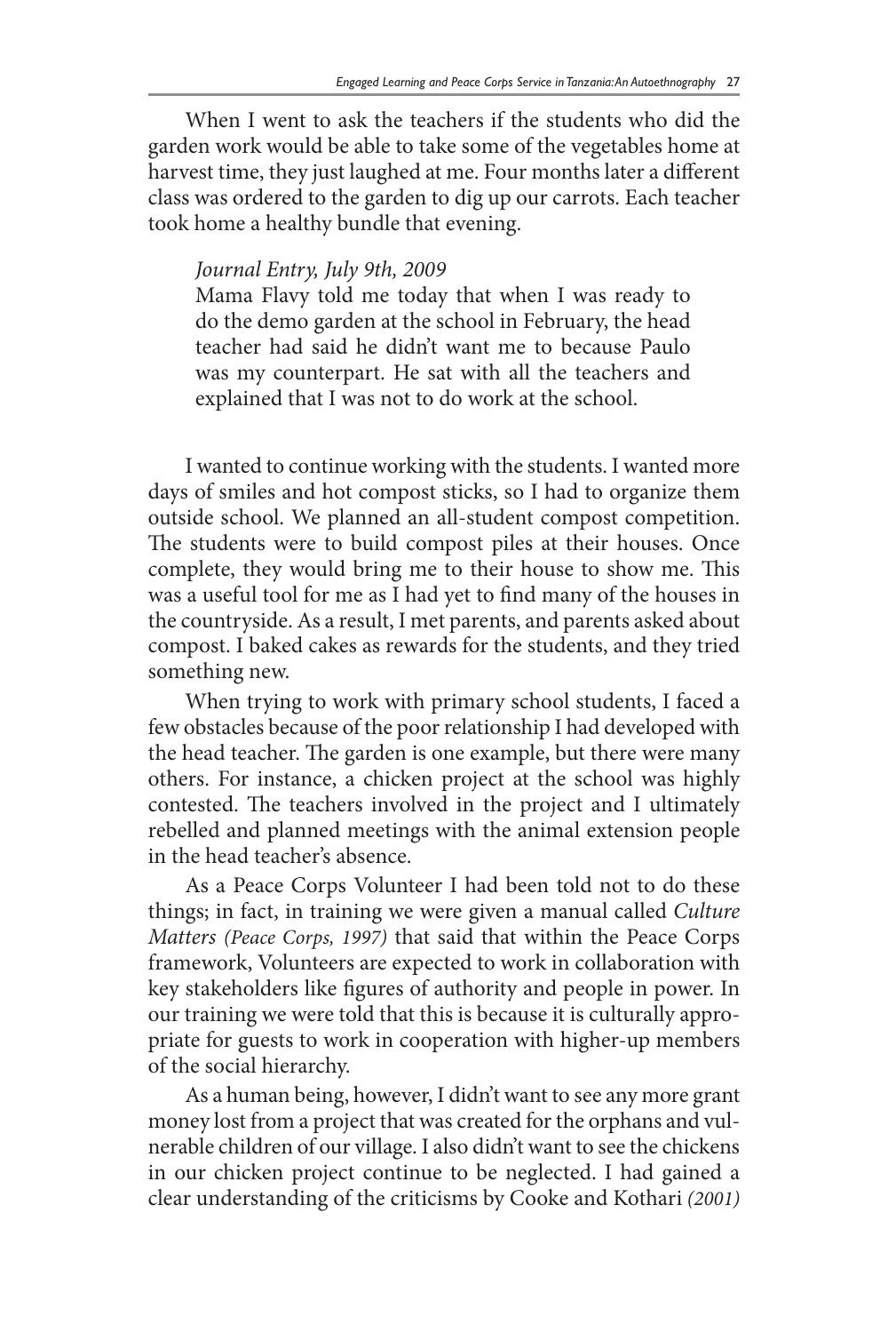When I went to ask the teachers if the students who did the garden work would be able to take some of the vegetables home at harvest time, they just laughed at me. Four months later a different class was ordered to the garden to dig up our carrots. Each teacher took home a healthy bundle that evening.

> *Journal Entry, July 9th, 2009*
>
> Mama Flavy told me today that when I was ready to do the demo garden at the school in February, the head teacher had said he didn't want me to because Paulo was my counterpart. He sat with all the teachers and explained that I was not to do work at the school.

I wanted to continue working with the students. I wanted more days of smiles and hot compost sticks, so I had to organize them outside school. We planned an all-student compost competition. The students were to build compost piles at their houses. Once complete, they would bring me to their house to show me. This was a useful tool for me as I had yet to find many of the houses in the countryside. As a result, I met parents, and parents asked about compost. I baked cakes as rewards for the students, and they tried something new.

When trying to work with primary school students, I faced a few obstacles because of the poor relationship I had developed with the head teacher. The garden is one example, but there were many others. For instance, a chicken project at the school was highly contested. The teachers involved in the project and I ultimately rebelled and planned meetings with the animal extension people in the head teacher's absence.

As a Peace Corps Volunteer I had been told not to do these things; in fact, in training we were given a manual called *Culture Matters (Peace Corps, 1997)* that said that within the Peace Corps framework, Volunteers are expected to work in collaboration with key stakeholders like figures of authority and people in power. In our training we were told that this is because it is culturally appropriate for guests to work in cooperation with higher-up members of the social hierarchy.

As a human being, however, I didn't want to see any more grant money lost from a project that was created for the orphans and vulnerable children of our village. I also didn't want to see the chickens in our chicken project continue to be neglected. I had gained a clear understanding of the criticisms by Cooke and Kothari *(2001)*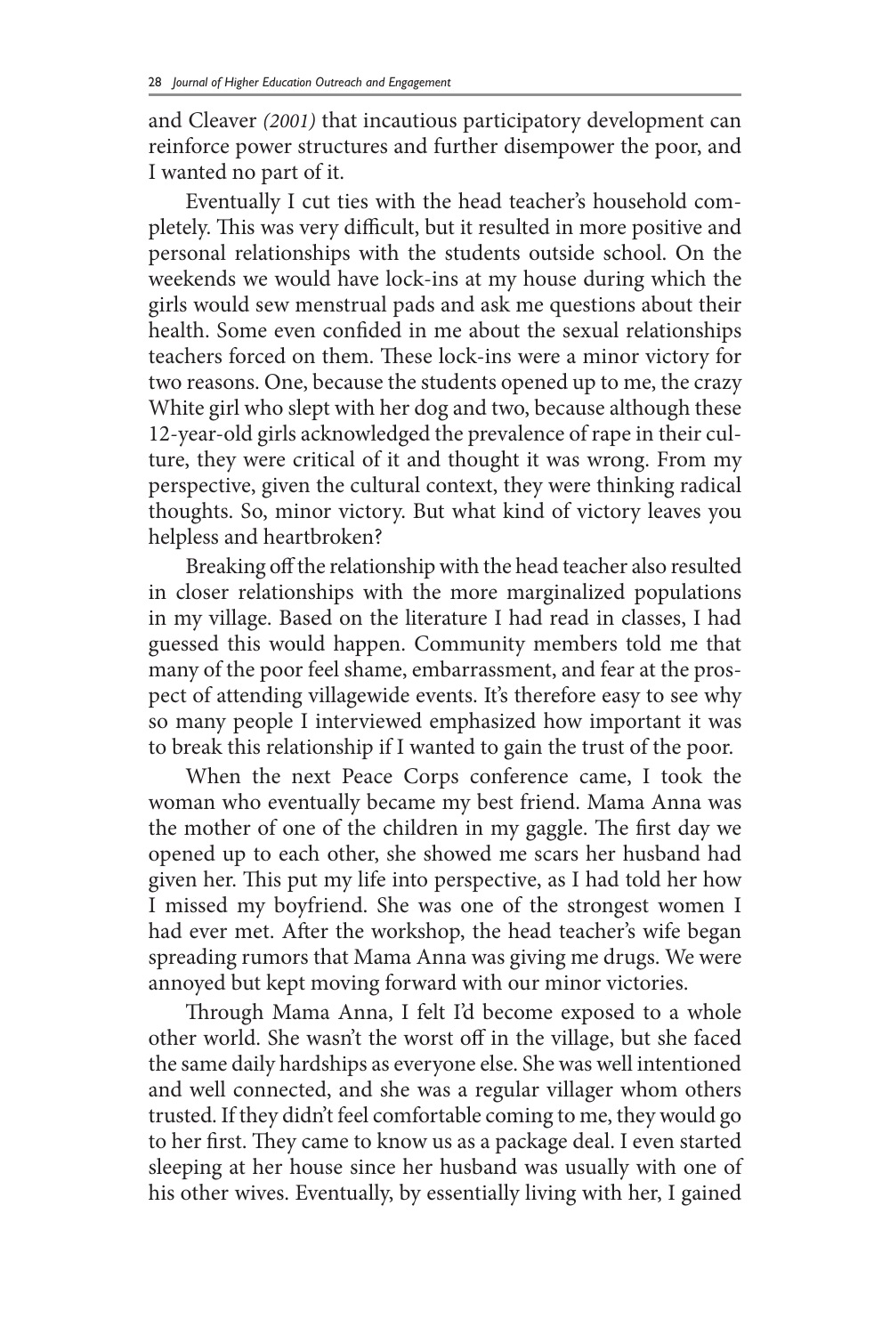and Cleaver *(2001)* that incautious participatory development can reinforce power structures and further disempower the poor, and I wanted no part of it.

Eventually I cut ties with the head teacher's household completely. This was very difficult, but it resulted in more positive and personal relationships with the students outside school. On the weekends we would have lock-ins at my house during which the girls would sew menstrual pads and ask me questions about their health. Some even confided in me about the sexual relationships teachers forced on them. These lock-ins were a minor victory for two reasons. One, because the students opened up to me, the crazy White girl who slept with her dog and two, because although these 12-year-old girls acknowledged the prevalence of rape in their culture, they were critical of it and thought it was wrong. From my perspective, given the cultural context, they were thinking radical thoughts. So, minor victory. But what kind of victory leaves you helpless and heartbroken?

Breaking off the relationship with the head teacher also resulted in closer relationships with the more marginalized populations in my village. Based on the literature I had read in classes, I had guessed this would happen. Community members told me that many of the poor feel shame, embarrassment, and fear at the prospect of attending villagewide events. It's therefore easy to see why so many people I interviewed emphasized how important it was to break this relationship if I wanted to gain the trust of the poor.

When the next Peace Corps conference came, I took the woman who eventually became my best friend. Mama Anna was the mother of one of the children in my gaggle. The first day we opened up to each other, she showed me scars her husband had given her. This put my life into perspective, as I had told her how I missed my boyfriend. She was one of the strongest women I had ever met. After the workshop, the head teacher's wife began spreading rumors that Mama Anna was giving me drugs. We were annoyed but kept moving forward with our minor victories.

Through Mama Anna, I felt I'd become exposed to a whole other world. She wasn't the worst off in the village, but she faced the same daily hardships as everyone else. She was well intentioned and well connected, and she was a regular villager whom others trusted. If they didn't feel comfortable coming to me, they would go to her first. They came to know us as a package deal. I even started sleeping at her house since her husband was usually with one of his other wives. Eventually, by essentially living with her, I gained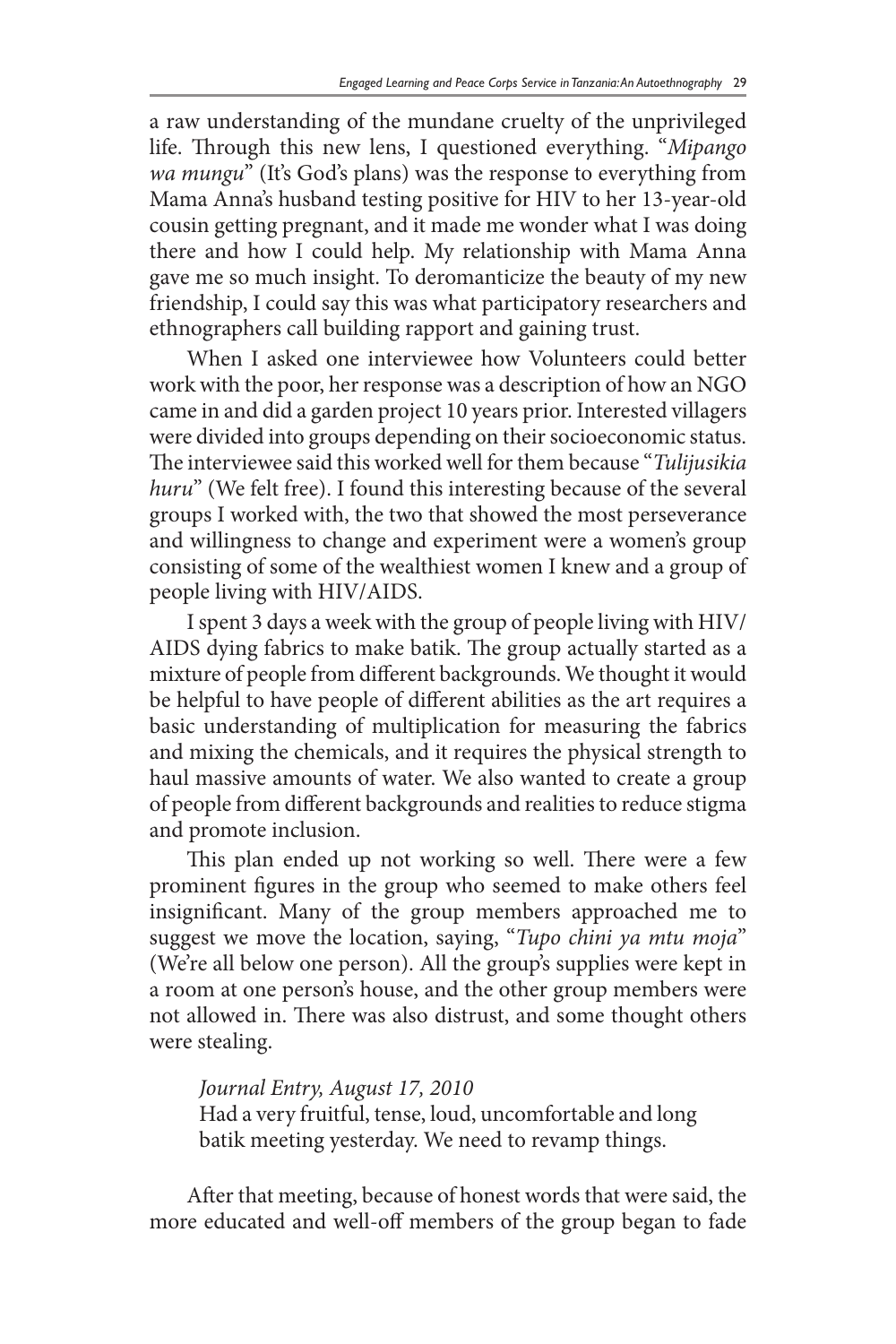a raw understanding of the mundane cruelty of the unprivileged life. Through this new lens, I questioned everything. "*Mipango wa mungu*" (It's God's plans) was the response to everything from Mama Anna's husband testing positive for HIV to her 13-year-old cousin getting pregnant, and it made me wonder what I was doing there and how I could help. My relationship with Mama Anna gave me so much insight. To deromanticize the beauty of my new friendship, I could say this was what participatory researchers and ethnographers call building rapport and gaining trust.

When I asked one interviewee how Volunteers could better work with the poor, her response was a description of how an NGO came in and did a garden project 10 years prior. Interested villagers were divided into groups depending on their socioeconomic status. The interviewee said this worked well for them because "*Tulijusikia huru*" (We felt free). I found this interesting because of the several groups I worked with, the two that showed the most perseverance and willingness to change and experiment were a women's group consisting of some of the wealthiest women I knew and a group of people living with HIV/AIDS.

I spent 3 days a week with the group of people living with HIV/AIDS dying fabrics to make batik. The group actually started as a mixture of people from different backgrounds. We thought it would be helpful to have people of different abilities as the art requires a basic understanding of multiplication for measuring the fabrics and mixing the chemicals, and it requires the physical strength to haul massive amounts of water. We also wanted to create a group of people from different backgrounds and realities to reduce stigma and promote inclusion.

This plan ended up not working so well. There were a few prominent figures in the group who seemed to make others feel insignificant. Many of the group members approached me to suggest we move the location, saying, "*Tupo chini ya mtu moja*" (We're all below one person). All the group's supplies were kept in a room at one person's house, and the other group members were not allowed in. There was also distrust, and some thought others were stealing.

> *Journal Entry, August 17, 2010*
> Had a very fruitful, tense, loud, uncomfortable and long batik meeting yesterday. We need to revamp things.

After that meeting, because of honest words that were said, the more educated and well-off members of the group began to fade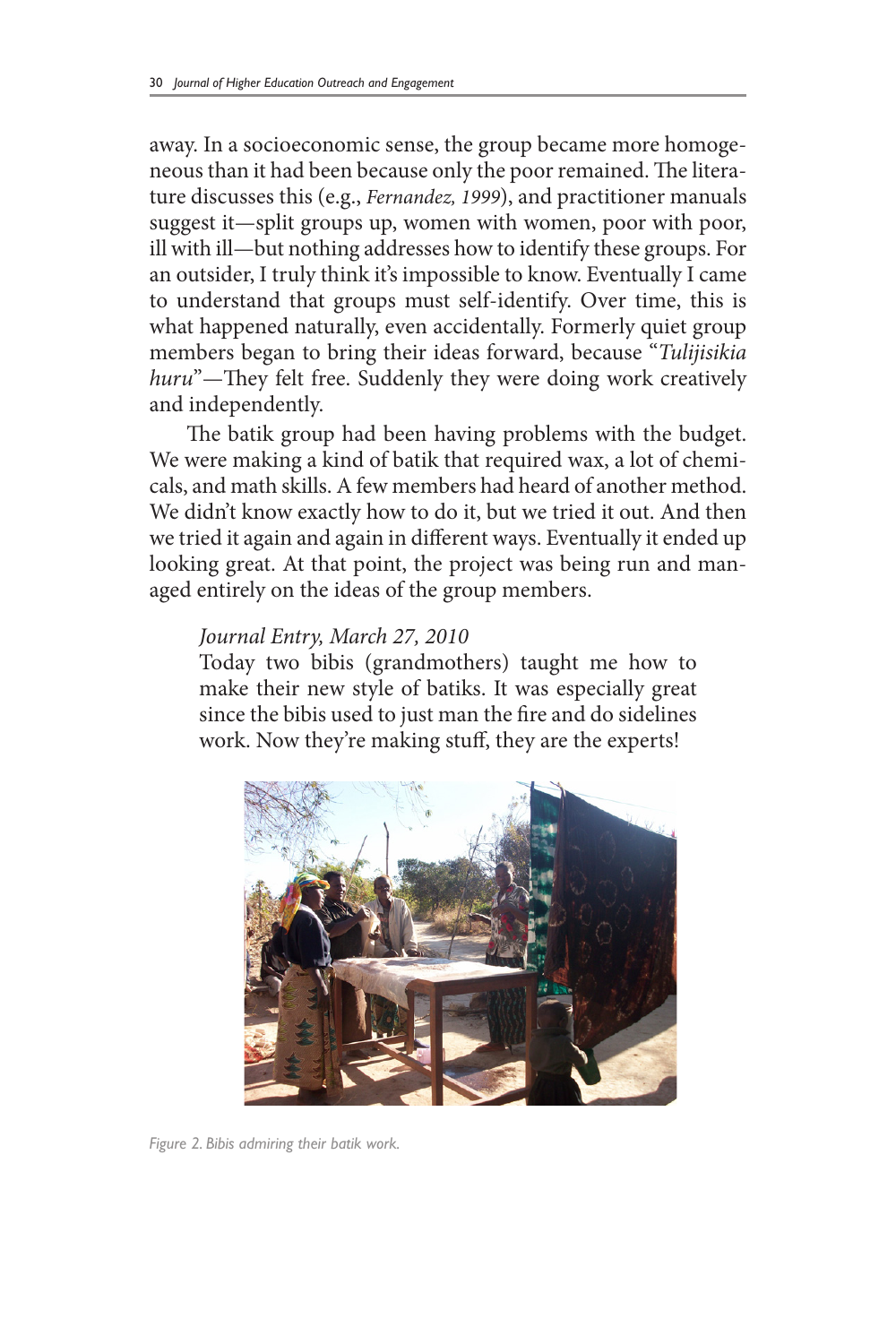away. In a socioeconomic sense, the group became more homogeneous than it had been because only the poor remained. The literature discusses this (e.g., *Fernandez, 1999*), and practitioner manuals suggest it—split groups up, women with women, poor with poor, ill with ill—but nothing addresses how to identify these groups. For an outsider, I truly think it's impossible to know. Eventually I came to understand that groups must self-identify. Over time, this is what happened naturally, even accidentally. Formerly quiet group members began to bring their ideas forward, because "*Tulijisikia huru*"—They felt free. Suddenly they were doing work creatively and independently.

The batik group had been having problems with the budget. We were making a kind of batik that required wax, a lot of chemicals, and math skills. A few members had heard of another method. We didn't know exactly how to do it, but we tried it out. And then we tried it again and again in different ways. Eventually it ended up looking great. At that point, the project was being run and managed entirely on the ideas of the group members.

> *Journal Entry, March 27, 2010*
> Today two bibis (grandmothers) taught me how to make their new style of batiks. It was especially great since the bibis used to just man the fire and do sidelines work. Now they're making stuff, they are the experts!

*Figure 2. Bibis admiring their batik work.*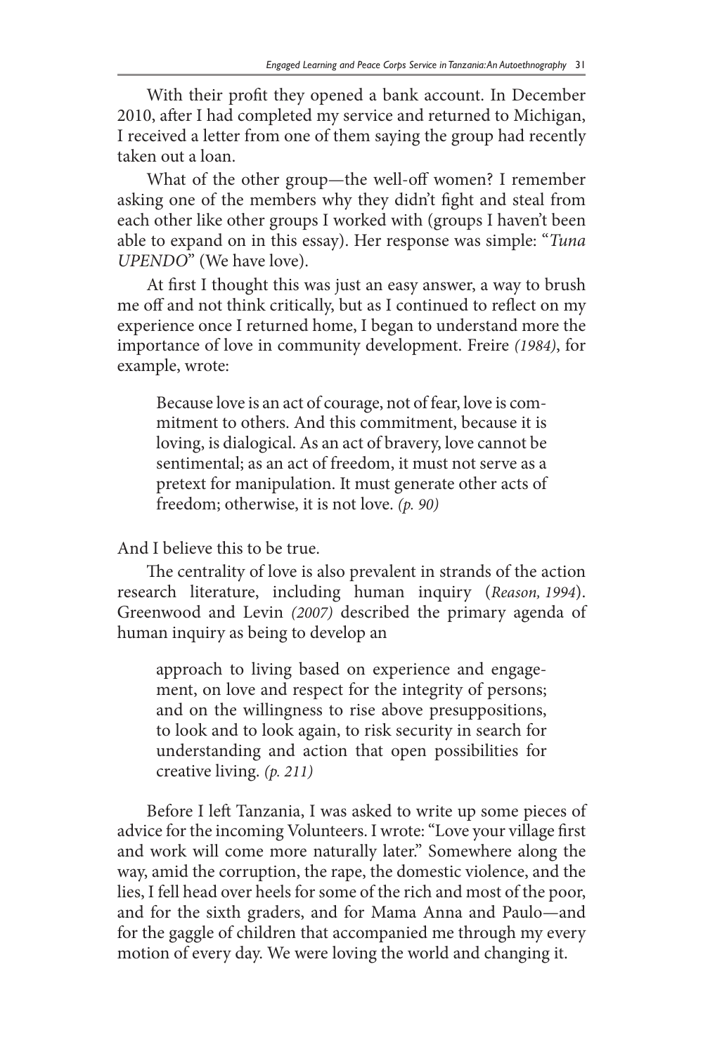With their profit they opened a bank account. In December 2010, after I had completed my service and returned to Michigan, I received a letter from one of them saying the group had recently taken out a loan.

What of the other group—the well-off women? I remember asking one of the members why they didn't fight and steal from each other like other groups I worked with (groups I haven't been able to expand on in this essay). Her response was simple: "*Tuna UPENDO*" (We have love).

At first I thought this was just an easy answer, a way to brush me off and not think critically, but as I continued to reflect on my experience once I returned home, I began to understand more the importance of love in community development. Freire *(1984)*, for example, wrote:

> Because love is an act of courage, not of fear, love is commitment to others. And this commitment, because it is loving, is dialogical. As an act of bravery, love cannot be sentimental; as an act of freedom, it must not serve as a pretext for manipulation. It must generate other acts of freedom; otherwise, it is not love. *(p. 90)*

And I believe this to be true.

The centrality of love is also prevalent in strands of the action research literature, including human inquiry (*Reason, 1994*). Greenwood and Levin *(2007)* described the primary agenda of human inquiry as being to develop an

> approach to living based on experience and engagement, on love and respect for the integrity of persons; and on the willingness to rise above presuppositions, to look and to look again, to risk security in search for understanding and action that open possibilities for creative living. *(p. 211)*

Before I left Tanzania, I was asked to write up some pieces of advice for the incoming Volunteers. I wrote: "Love your village first and work will come more naturally later." Somewhere along the way, amid the corruption, the rape, the domestic violence, and the lies, I fell head over heels for some of the rich and most of the poor, and for the sixth graders, and for Mama Anna and Paulo—and for the gaggle of children that accompanied me through my every motion of every day. We were loving the world and changing it.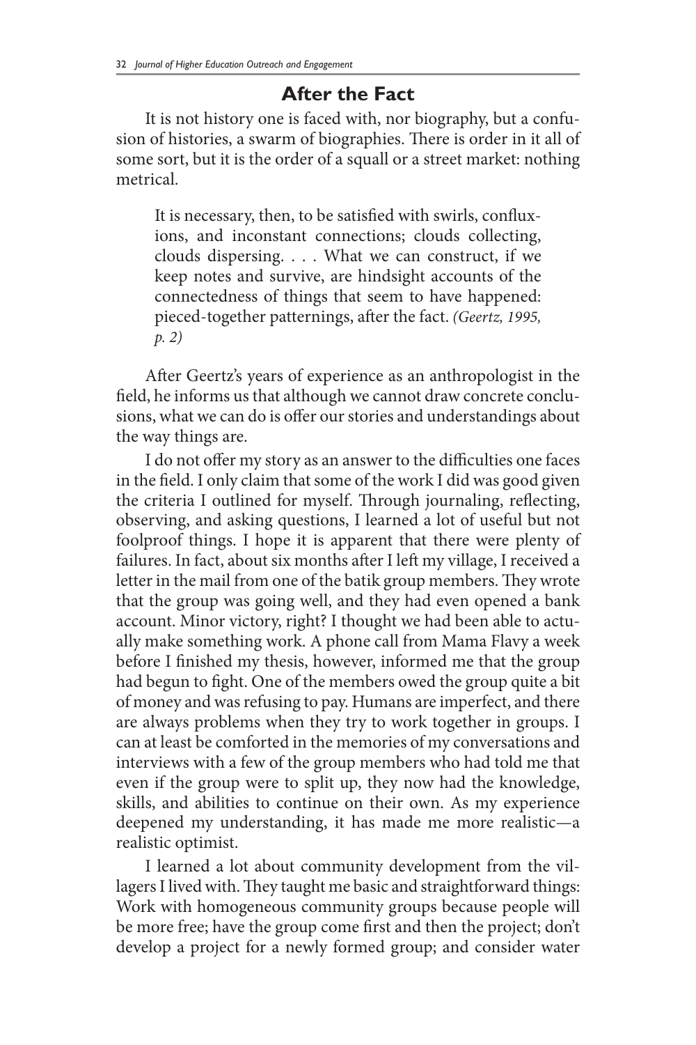## After the Fact

It is not history one is faced with, nor biography, but a confusion of histories, a swarm of biographies. There is order in it all of some sort, but it is the order of a squall or a street market: nothing metrical.

> It is necessary, then, to be satisfied with swirls, confluxions, and inconstant connections; clouds collecting, clouds dispersing. . . . What we can construct, if we keep notes and survive, are hindsight accounts of the connectedness of things that seem to have happened: pieced-together patternings, after the fact. *(Geertz, 1995, p. 2)*

After Geertz's years of experience as an anthropologist in the field, he informs us that although we cannot draw concrete conclusions, what we can do is offer our stories and understandings about the way things are.

I do not offer my story as an answer to the difficulties one faces in the field. I only claim that some of the work I did was good given the criteria I outlined for myself. Through journaling, reflecting, observing, and asking questions, I learned a lot of useful but not foolproof things. I hope it is apparent that there were plenty of failures. In fact, about six months after I left my village, I received a letter in the mail from one of the batik group members. They wrote that the group was going well, and they had even opened a bank account. Minor victory, right? I thought we had been able to actually make something work. A phone call from Mama Flavy a week before I finished my thesis, however, informed me that the group had begun to fight. One of the members owed the group quite a bit of money and was refusing to pay. Humans are imperfect, and there are always problems when they try to work together in groups. I can at least be comforted in the memories of my conversations and interviews with a few of the group members who had told me that even if the group were to split up, they now had the knowledge, skills, and abilities to continue on their own. As my experience deepened my understanding, it has made me more realistic—a realistic optimist.

I learned a lot about community development from the villagers I lived with. They taught me basic and straightforward things: Work with homogeneous community groups because people will be more free; have the group come first and then the project; don't develop a project for a newly formed group; and consider water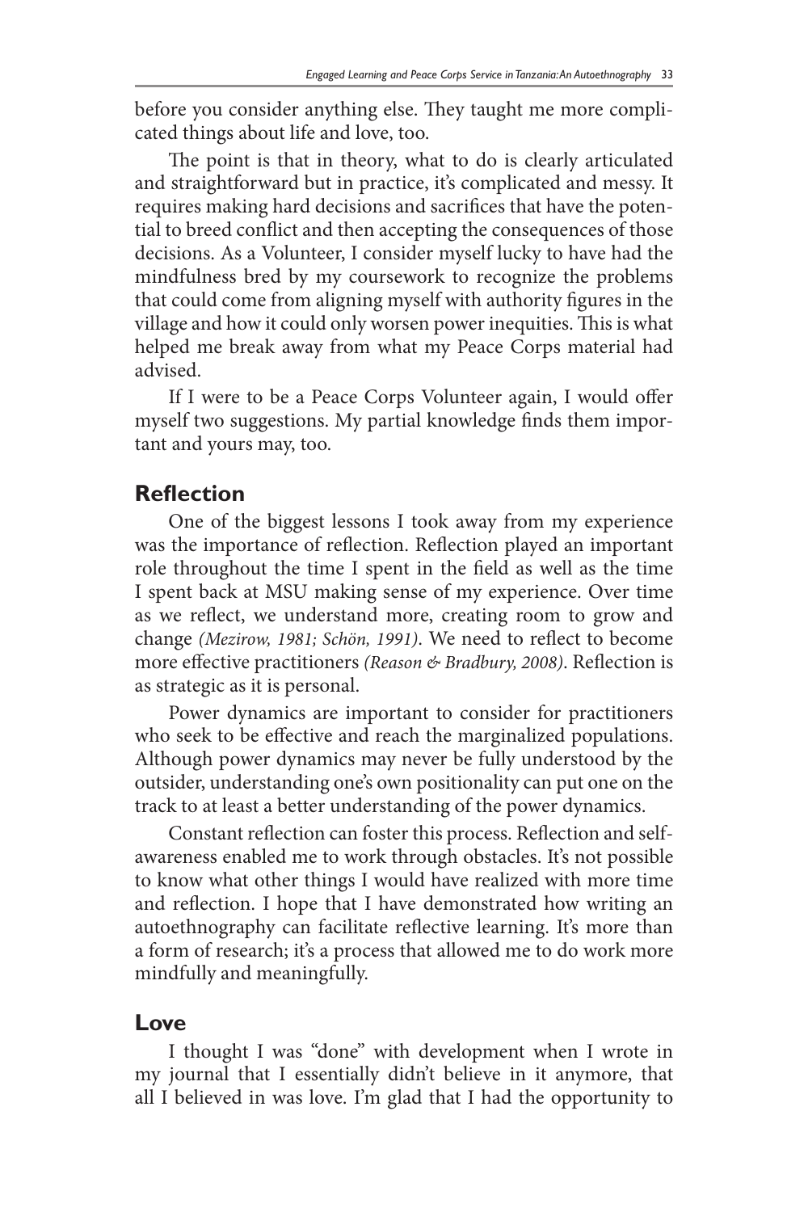before you consider anything else. They taught me more complicated things about life and love, too.

The point is that in theory, what to do is clearly articulated and straightforward but in practice, it's complicated and messy. It requires making hard decisions and sacrifices that have the potential to breed conflict and then accepting the consequences of those decisions. As a Volunteer, I consider myself lucky to have had the mindfulness bred by my coursework to recognize the problems that could come from aligning myself with authority figures in the village and how it could only worsen power inequities. This is what helped me break away from what my Peace Corps material had advised.

If I were to be a Peace Corps Volunteer again, I would offer myself two suggestions. My partial knowledge finds them important and yours may, too.

## Reflection

One of the biggest lessons I took away from my experience was the importance of reflection. Reflection played an important role throughout the time I spent in the field as well as the time I spent back at MSU making sense of my experience. Over time as we reflect, we understand more, creating room to grow and change *(Mezirow, 1981; Schön, 1991)*. We need to reflect to become more effective practitioners *(Reason & Bradbury, 2008)*. Reflection is as strategic as it is personal.

Power dynamics are important to consider for practitioners who seek to be effective and reach the marginalized populations. Although power dynamics may never be fully understood by the outsider, understanding one's own positionality can put one on the track to at least a better understanding of the power dynamics.

Constant reflection can foster this process. Reflection and self-awareness enabled me to work through obstacles. It's not possible to know what other things I would have realized with more time and reflection. I hope that I have demonstrated how writing an autoethnography can facilitate reflective learning. It's more than a form of research; it's a process that allowed me to do work more mindfully and meaningfully.

## Love

I thought I was "done" with development when I wrote in my journal that I essentially didn't believe in it anymore, that all I believed in was love. I'm glad that I had the opportunity to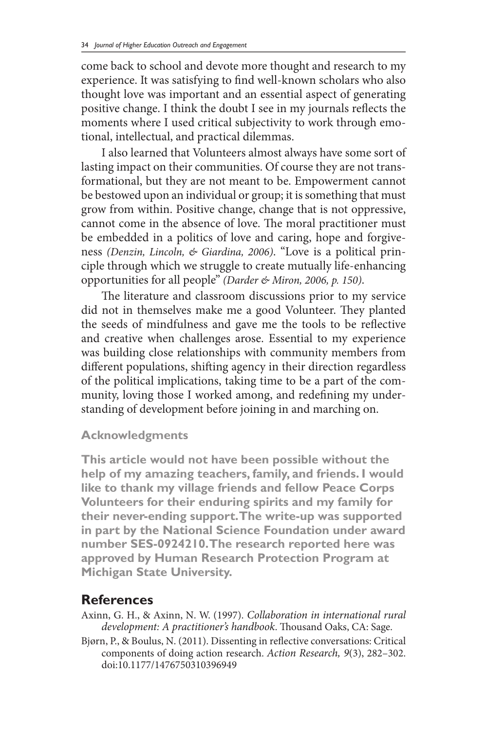come back to school and devote more thought and research to my experience. It was satisfying to find well-known scholars who also thought love was important and an essential aspect of generating positive change. I think the doubt I see in my journals reflects the moments where I used critical subjectivity to work through emotional, intellectual, and practical dilemmas.

I also learned that Volunteers almost always have some sort of lasting impact on their communities. Of course they are not transformational, but they are not meant to be. Empowerment cannot be bestowed upon an individual or group; it is something that must grow from within. Positive change, change that is not oppressive, cannot come in the absence of love. The moral practitioner must be embedded in a politics of love and caring, hope and forgiveness *(Denzin, Lincoln, & Giardina, 2006)*. "Love is a political principle through which we struggle to create mutually life-enhancing opportunities for all people" *(Darder & Miron, 2006, p. 150)*.

The literature and classroom discussions prior to my service did not in themselves make me a good Volunteer. They planted the seeds of mindfulness and gave me the tools to be reflective and creative when challenges arose. Essential to my experience was building close relationships with community members from different populations, shifting agency in their direction regardless of the political implications, taking time to be a part of the community, loving those I worked among, and redefining my understanding of development before joining in and marching on.

## Acknowledgments

**This article would not have been possible without the help of my amazing teachers, family, and friends. I would like to thank my village friends and fellow Peace Corps Volunteers for their enduring spirits and my family for their never-ending support. The write-up was supported in part by the National Science Foundation under award number SES-0924210. The research reported here was approved by Human Research Protection Program at Michigan State University.**

## References

Axinn, G. H., & Axinn, N. W. (1997). *Collaboration in international rural development: A practitioner's handbook*. Thousand Oaks, CA: Sage.

Bjørn, P., & Boulus, N. (2011). Dissenting in reflective conversations: Critical components of doing action research. *Action Research, 9*(3), 282–302. doi:10.1177/1476750310396949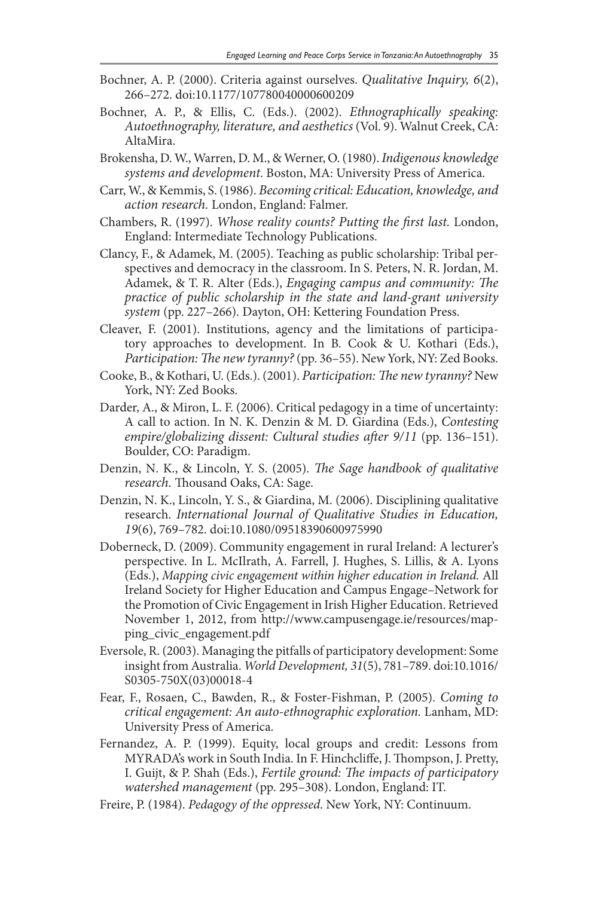Bochner, A. P. (2000). Criteria against ourselves. *Qualitative Inquiry, 6*(2), 266–272. doi:10.1177/107780040000600209

Bochner, A. P., & Ellis, C. (Eds.). (2002). *Ethnographically speaking: Autoethnography, literature, and aesthetics* (Vol. 9). Walnut Creek, CA: AltaMira.

Brokensha, D. W., Warren, D. M., & Werner, O. (1980). *Indigenous knowledge systems and development.* Boston, MA: University Press of America.

Carr, W., & Kemmis, S. (1986). *Becoming critical: Education, knowledge, and action research.* London, England: Falmer.

Chambers, R. (1997). *Whose reality counts? Putting the first last.* London, England: Intermediate Technology Publications.

Clancy, F., & Adamek, M. (2005). Teaching as public scholarship: Tribal perspectives and democracy in the classroom. In S. Peters, N. R. Jordan, M. Adamek, & T. R. Alter (Eds.), *Engaging campus and community: The practice of public scholarship in the state and land-grant university system* (pp. 227–266). Dayton, OH: Kettering Foundation Press.

Cleaver, F. (2001). Institutions, agency and the limitations of participatory approaches to development. In B. Cook & U. Kothari (Eds.), *Participation: The new tyranny?* (pp. 36–55). New York, NY: Zed Books.

Cooke, B., & Kothari, U. (Eds.). (2001). *Participation: The new tyranny?* New York, NY: Zed Books.

Darder, A., & Miron, L. F. (2006). Critical pedagogy in a time of uncertainty: A call to action. In N. K. Denzin & M. D. Giardina (Eds.), *Contesting empire/globalizing dissent: Cultural studies after 9/11* (pp. 136–151). Boulder, CO: Paradigm.

Denzin, N. K., & Lincoln, Y. S. (2005). *The Sage handbook of qualitative research.* Thousand Oaks, CA: Sage.

Denzin, N. K., Lincoln, Y. S., & Giardina, M. (2006). Disciplining qualitative research. *International Journal of Qualitative Studies in Education, 19*(6), 769–782. doi:10.1080/09518390600975990

Doberneck, D. (2009). Community engagement in rural Ireland: A lecturer's perspective. In L. McIlrath, A. Farrell, J. Hughes, S. Lillis, & A. Lyons (Eds.), *Mapping civic engagement within higher education in Ireland.* All Ireland Society for Higher Education and Campus Engage–Network for the Promotion of Civic Engagement in Irish Higher Education. Retrieved November 1, 2012, from http://www.campusengage.ie/resources/mapping_civic_engagement.pdf

Eversole, R. (2003). Managing the pitfalls of participatory development: Some insight from Australia. *World Development, 31*(5), 781–789. doi:10.1016/S0305-750X(03)00018-4

Fear, F., Rosaen, C., Bawden, R., & Foster-Fishman, P. (2005). *Coming to critical engagement: An auto-ethnographic exploration.* Lanham, MD: University Press of America.

Fernandez, A. P. (1999). Equity, local groups and credit: Lessons from MYRADA's work in South India. In F. Hinchcliffe, J. Thompson, J. Pretty, I. Guijt, & P. Shah (Eds.), *Fertile ground: The impacts of participatory watershed management* (pp. 295–308). London, England: IT.

Freire, P. (1984). *Pedagogy of the oppressed.* New York, NY: Continuum.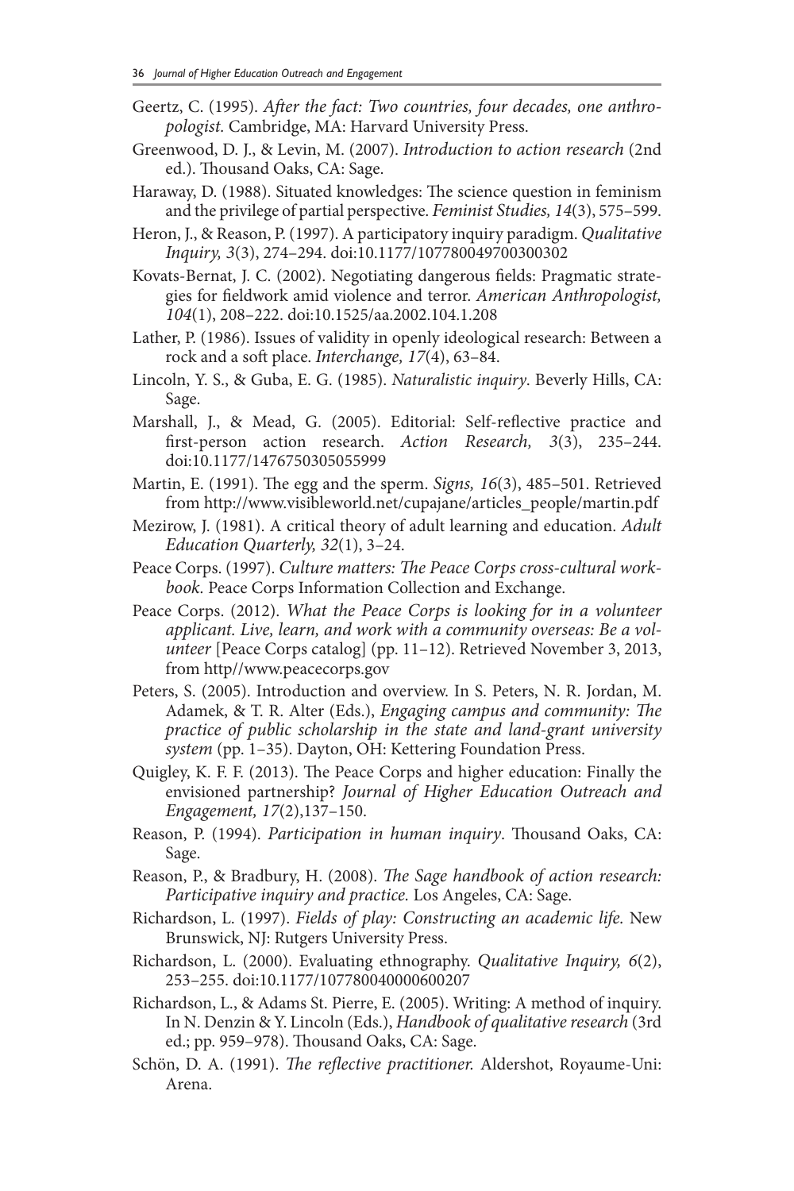Geertz, C. (1995). *After the fact: Two countries, four decades, one anthropologist.* Cambridge, MA: Harvard University Press.

Greenwood, D. J., & Levin, M. (2007). *Introduction to action research* (2nd ed.). Thousand Oaks, CA: Sage.

Haraway, D. (1988). Situated knowledges: The science question in feminism and the privilege of partial perspective. *Feminist Studies, 14*(3), 575–599.

Heron, J., & Reason, P. (1997). A participatory inquiry paradigm. *Qualitative Inquiry, 3*(3), 274–294. doi:10.1177/107780049700300302

Kovats-Bernat, J. C. (2002). Negotiating dangerous fields: Pragmatic strategies for fieldwork amid violence and terror. *American Anthropologist, 104*(1), 208–222. doi:10.1525/aa.2002.104.1.208

Lather, P. (1986). Issues of validity in openly ideological research: Between a rock and a soft place. *Interchange, 17*(4), 63–84.

Lincoln, Y. S., & Guba, E. G. (1985). *Naturalistic inquiry*. Beverly Hills, CA: Sage.

Marshall, J., & Mead, G. (2005). Editorial: Self-reflective practice and first-person action research. *Action Research, 3*(3), 235–244. doi:10.1177/1476750305055999

Martin, E. (1991). The egg and the sperm. *Signs, 16*(3), 485–501. Retrieved from http://www.visibleworld.net/cupajane/articles_people/martin.pdf

Mezirow, J. (1981). A critical theory of adult learning and education. *Adult Education Quarterly, 32*(1), 3–24.

Peace Corps. (1997). *Culture matters: The Peace Corps cross-cultural workbook.* Peace Corps Information Collection and Exchange.

Peace Corps. (2012). *What the Peace Corps is looking for in a volunteer applicant. Live, learn, and work with a community overseas: Be a volunteer* [Peace Corps catalog] (pp. 11–12). Retrieved November 3, 2013, from http//www.peacecorps.gov

Peters, S. (2005). Introduction and overview. In S. Peters, N. R. Jordan, M. Adamek, & T. R. Alter (Eds.), *Engaging campus and community: The practice of public scholarship in the state and land-grant university system* (pp. 1–35). Dayton, OH: Kettering Foundation Press.

Quigley, K. F. F. (2013). The Peace Corps and higher education: Finally the envisioned partnership? *Journal of Higher Education Outreach and Engagement, 17*(2),137–150.

Reason, P. (1994). *Participation in human inquiry*. Thousand Oaks, CA: Sage.

Reason, P., & Bradbury, H. (2008). *The Sage handbook of action research: Participative inquiry and practice.* Los Angeles, CA: Sage.

Richardson, L. (1997). *Fields of play: Constructing an academic life.* New Brunswick, NJ: Rutgers University Press.

Richardson, L. (2000). Evaluating ethnography. *Qualitative Inquiry, 6*(2), 253–255. doi:10.1177/107780040000600207

Richardson, L., & Adams St. Pierre, E. (2005). Writing: A method of inquiry. In N. Denzin & Y. Lincoln (Eds.), *Handbook of qualitative research* (3rd ed.; pp. 959–978). Thousand Oaks, CA: Sage.

Schön, D. A. (1991). *The reflective practitioner.* Aldershot, Royaume-Uni: Arena.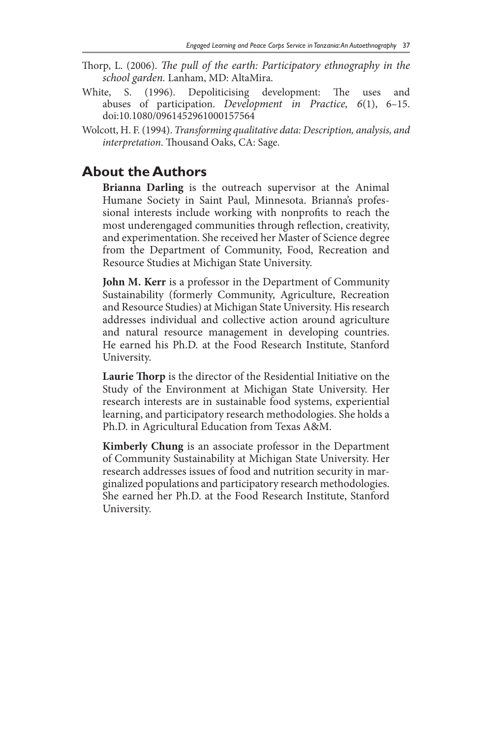Thorp, L. (2006). *The pull of the earth: Participatory ethnography in the school garden*. Lanham, MD: AltaMira.

White, S. (1996). Depoliticising development: The uses and abuses of participation. *Development in Practice, 6*(1), 6–15. doi:10.1080/0961452961000157564

Wolcott, H. F. (1994). *Transforming qualitative data: Description, analysis, and interpretation*. Thousand Oaks, CA: Sage.

## About the Authors

**Brianna Darling** is the outreach supervisor at the Animal Humane Society in Saint Paul, Minnesota. Brianna's professional interests include working with nonprofits to reach the most underengaged communities through reflection, creativity, and experimentation. She received her Master of Science degree from the Department of Community, Food, Recreation and Resource Studies at Michigan State University.

**John M. Kerr** is a professor in the Department of Community Sustainability (formerly Community, Agriculture, Recreation and Resource Studies) at Michigan State University. His research addresses individual and collective action around agriculture and natural resource management in developing countries. He earned his Ph.D. at the Food Research Institute, Stanford University.

**Laurie Thorp** is the director of the Residential Initiative on the Study of the Environment at Michigan State University. Her research interests are in sustainable food systems, experiential learning, and participatory research methodologies. She holds a Ph.D. in Agricultural Education from Texas A&M.

**Kimberly Chung** is an associate professor in the Department of Community Sustainability at Michigan State University. Her research addresses issues of food and nutrition security in marginalized populations and participatory research methodologies. She earned her Ph.D. at the Food Research Institute, Stanford University.